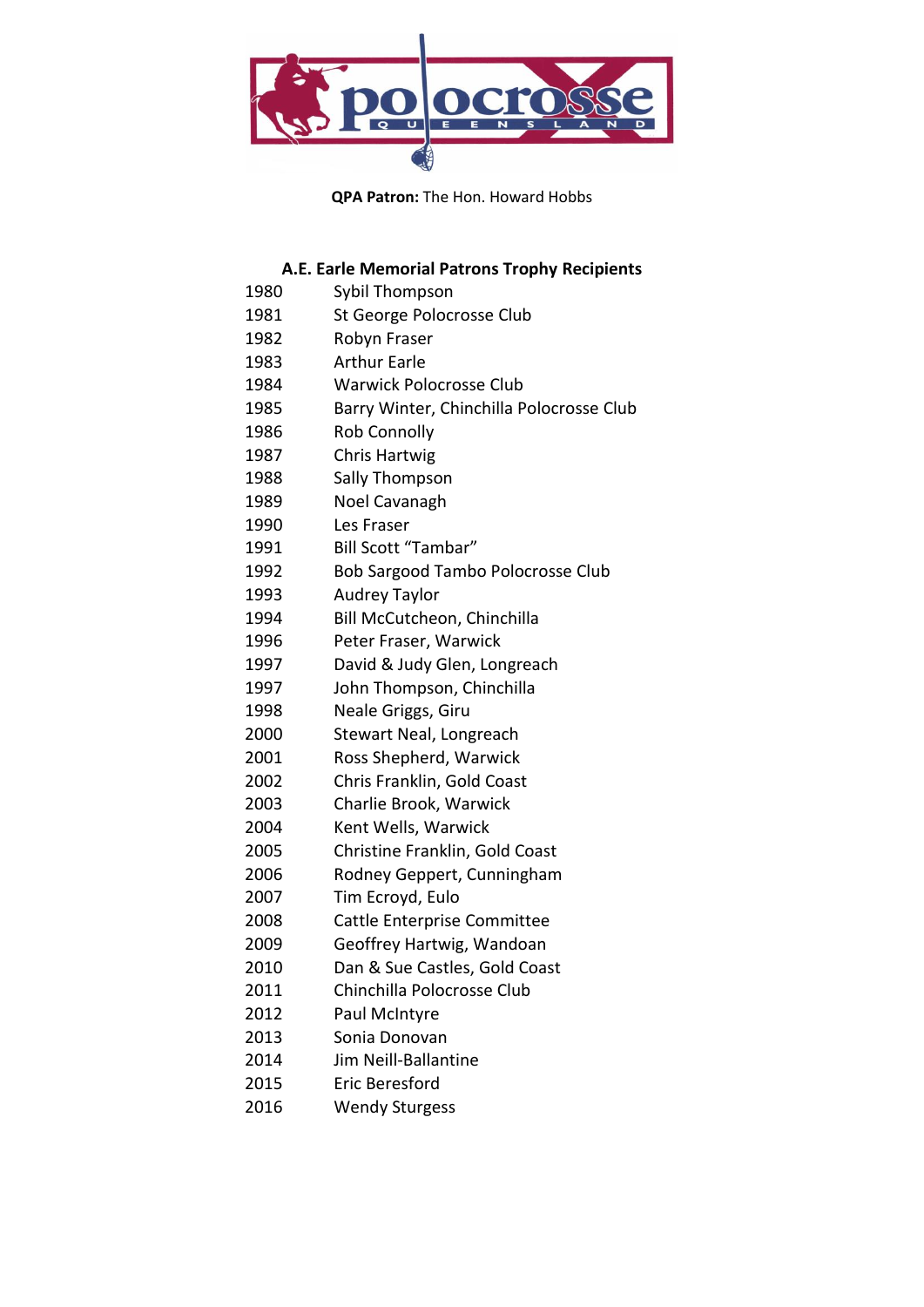**QPA Patron:** The Hon. Howard Hobbs

## A.E. Earle Memorial Patrons Trophy Recipients

| | |
|---|---|
| 1980 | Sybil Thompson |
| 1981 | St George Polocrosse Club |
| 1982 | Robyn Fraser |
| 1983 | Arthur Earle |
| 1984 | Warwick Polocrosse Club |
| 1985 | Barry Winter, Chinchilla Polocrosse Club |
| 1986 | Rob Connolly |
| 1987 | Chris Hartwig |
| 1988 | Sally Thompson |
| 1989 | Noel Cavanagh |
| 1990 | Les Fraser |
| 1991 | Bill Scott "Tambar" |
| 1992 | Bob Sargood Tambo Polocrosse Club |
| 1993 | Audrey Taylor |
| 1994 | Bill McCutcheon, Chinchilla |
| 1996 | Peter Fraser, Warwick |
| 1997 | David & Judy Glen, Longreach |
| 1997 | John Thompson, Chinchilla |
| 1998 | Neale Griggs, Giru |
| 2000 | Stewart Neal, Longreach |
| 2001 | Ross Shepherd, Warwick |
| 2002 | Chris Franklin, Gold Coast |
| 2003 | Charlie Brook, Warwick |
| 2004 | Kent Wells, Warwick |
| 2005 | Christine Franklin, Gold Coast |
| 2006 | Rodney Geppert, Cunningham |
| 2007 | Tim Ecroyd, Eulo |
| 2008 | Cattle Enterprise Committee |
| 2009 | Geoffrey Hartwig, Wandoan |
| 2010 | Dan & Sue Castles, Gold Coast |
| 2011 | Chinchilla Polocrosse Club |
| 2012 | Paul McIntyre |
| 2013 | Sonia Donovan |
| 2014 | Jim Neill-Ballantine |
| 2015 | Eric Beresford |
| 2016 | Wendy Sturgess |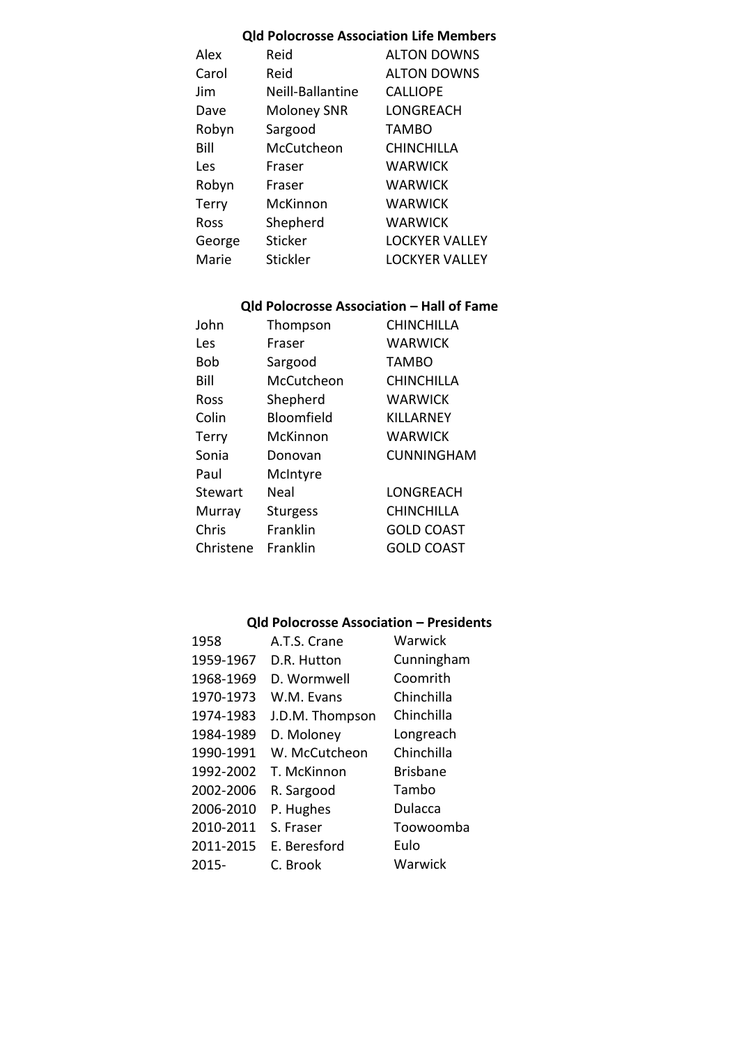## Qld Polocrosse Association Life Members

| | | |
|---|---|---|
| Alex | Reid | ALTON DOWNS |
| Carol | Reid | ALTON DOWNS |
| Jim | Neill-Ballantine | CALLIOPE |
| Dave | Moloney SNR | LONGREACH |
| Robyn | Sargood | TAMBO |
| Bill | McCutcheon | CHINCHILLA |
| Les | Fraser | WARWICK |
| Robyn | Fraser | WARWICK |
| Terry | McKinnon | WARWICK |
| Ross | Shepherd | WARWICK |
| George | Sticker | LOCKYER VALLEY |
| Marie | Stickler | LOCKYER VALLEY |

## Qld Polocrosse Association – Hall of Fame

| | | |
|---|---|---|
| John | Thompson | CHINCHILLA |
| Les | Fraser | WARWICK |
| Bob | Sargood | TAMBO |
| Bill | McCutcheon | CHINCHILLA |
| Ross | Shepherd | WARWICK |
| Colin | Bloomfield | KILLARNEY |
| Terry | McKinnon | WARWICK |
| Sonia | Donovan | CUNNINGHAM |
| Paul | McIntyre | |
| Stewart | Neal | LONGREACH |
| Murray | Sturgess | CHINCHILLA |
| Chris | Franklin | GOLD COAST |
| Christene | Franklin | GOLD COAST |

## Qld Polocrosse Association – Presidents

| | | |
|---|---|---|
| 1958 | A.T.S. Crane | Warwick |
| 1959-1967 | D.R. Hutton | Cunningham |
| 1968-1969 | D. Wormwell | Coomrith |
| 1970-1973 | W.M. Evans | Chinchilla |
| 1974-1983 | J.D.M. Thompson | Chinchilla |
| 1984-1989 | D. Moloney | Longreach |
| 1990-1991 | W. McCutcheon | Chinchilla |
| 1992-2002 | T. McKinnon | Brisbane |
| 2002-2006 | R. Sargood | Tambo |
| 2006-2010 | P. Hughes | Dulacca |
| 2010-2011 | S. Fraser | Toowoomba |
| 2011-2015 | E. Beresford | Eulo |
| 2015- | C. Brook | Warwick |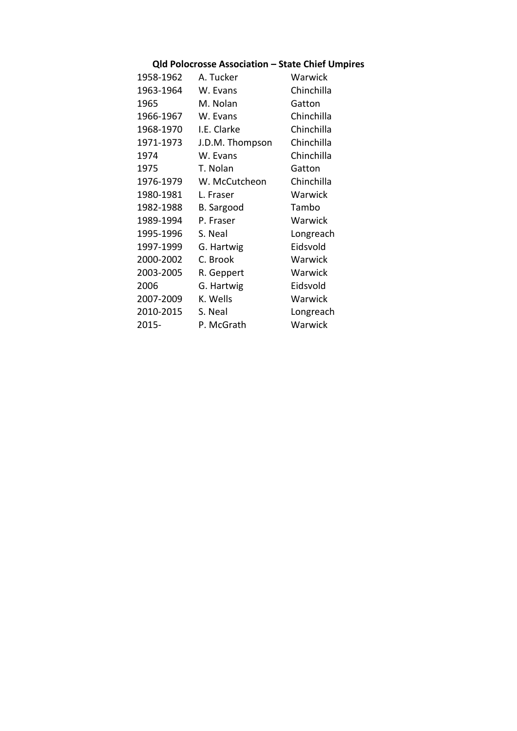**Qld Polocrosse Association – State Chief Umpires**

| | | |
|---|---|---|
| 1958-1962 | A. Tucker | Warwick |
| 1963-1964 | W. Evans | Chinchilla |
| 1965 | M. Nolan | Gatton |
| 1966-1967 | W. Evans | Chinchilla |
| 1968-1970 | I.E. Clarke | Chinchilla |
| 1971-1973 | J.D.M. Thompson | Chinchilla |
| 1974 | W. Evans | Chinchilla |
| 1975 | T. Nolan | Gatton |
| 1976-1979 | W. McCutcheon | Chinchilla |
| 1980-1981 | L. Fraser | Warwick |
| 1982-1988 | B. Sargood | Tambo |
| 1989-1994 | P. Fraser | Warwick |
| 1995-1996 | S. Neal | Longreach |
| 1997-1999 | G. Hartwig | Eidsvold |
| 2000-2002 | C. Brook | Warwick |
| 2003-2005 | R. Geppert | Warwick |
| 2006 | G. Hartwig | Eidsvold |
| 2007-2009 | K. Wells | Warwick |
| 2010-2015 | S. Neal | Longreach |
| 2015- | P. McGrath | Warwick |